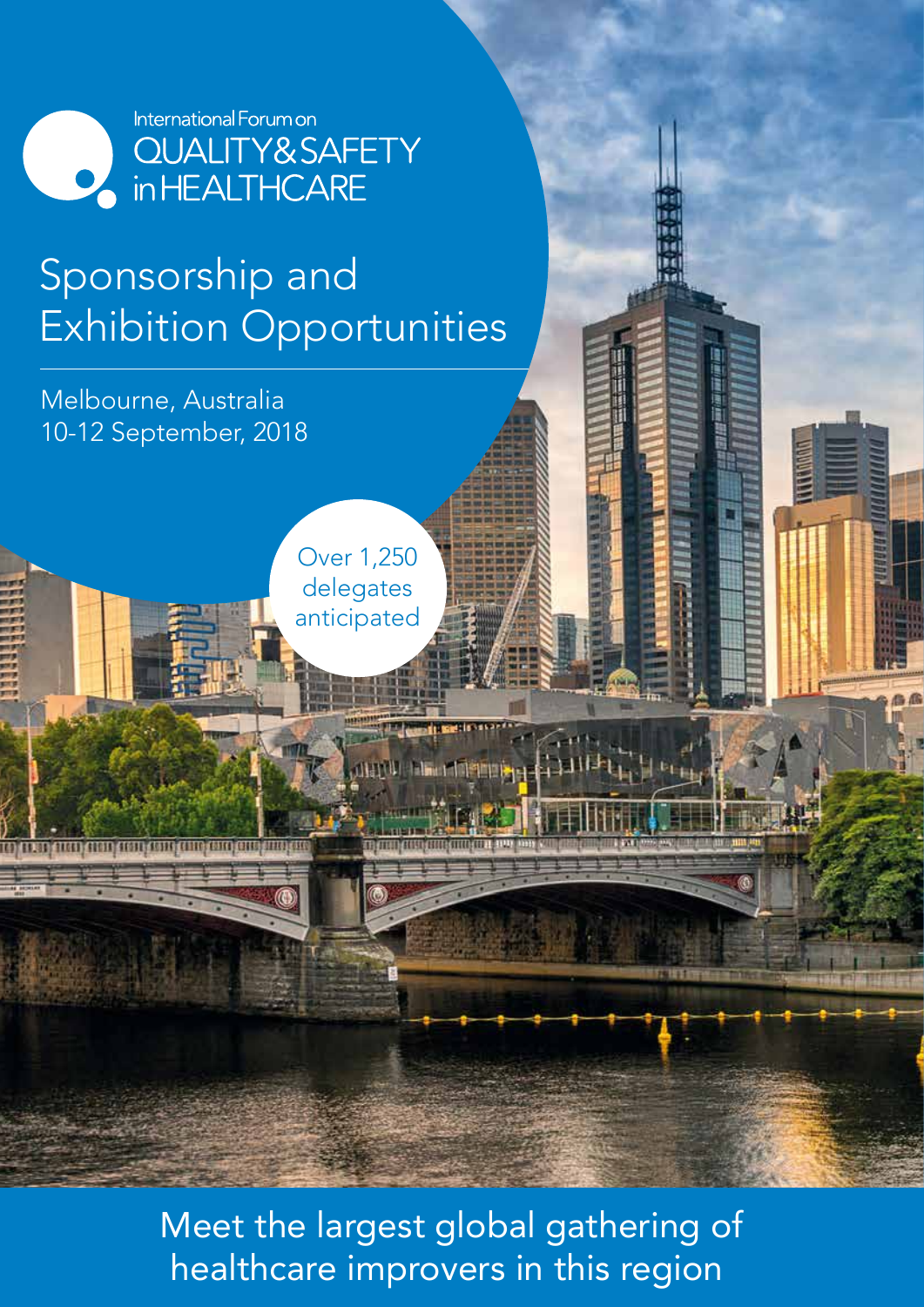International Forum on
QUALITY & SAFETY
in HEALTHCARE

# Sponsorship and Exhibition Opportunities

Melbourne, Australia
10-12 September, 2018

Over 1,250 delegates anticipated

Meet the largest global gathering of healthcare improvers in this region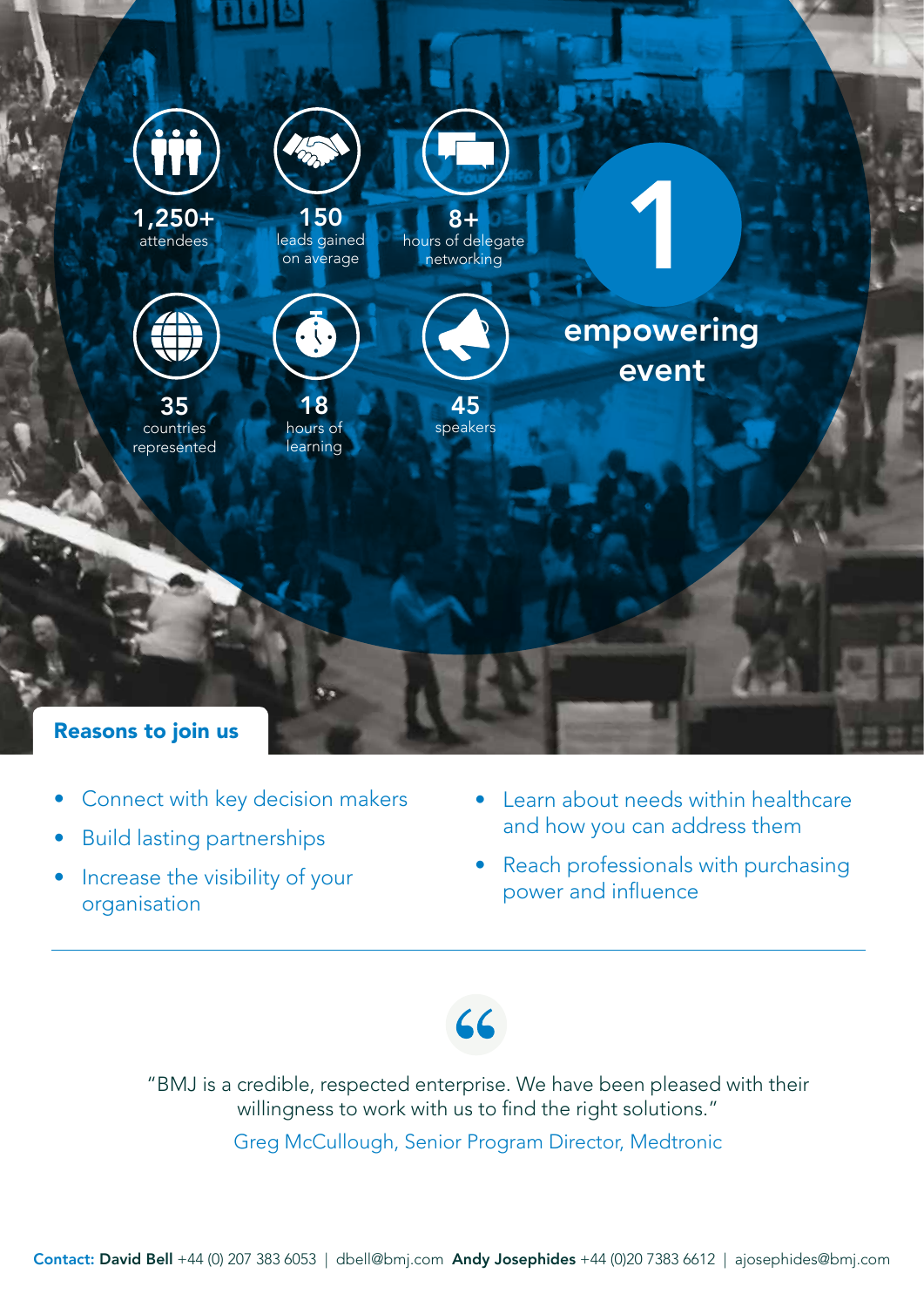**1,250+** attendees

**150** leads gained on average

**8+** hours of delegate networking

**35** countries represented

**18** hours of learning

**45** speakers

**1 empowering event**

## Reasons to join us

- Connect with key decision makers
- Build lasting partnerships
- Increase the visibility of your organisation
- Learn about needs within healthcare and how you can address them
- Reach professionals with purchasing power and influence

---

"BMJ is a credible, respected enterprise. We have been pleased with their willingness to work with us to find the right solutions."

Greg McCullough, Senior Program Director, Medtronic

**Contact: David Bell** +44 (0) 207 383 6053 | dbell@bmj.com **Andy Josephides** +44 (0)20 7383 6612 | ajosephides@bmj.com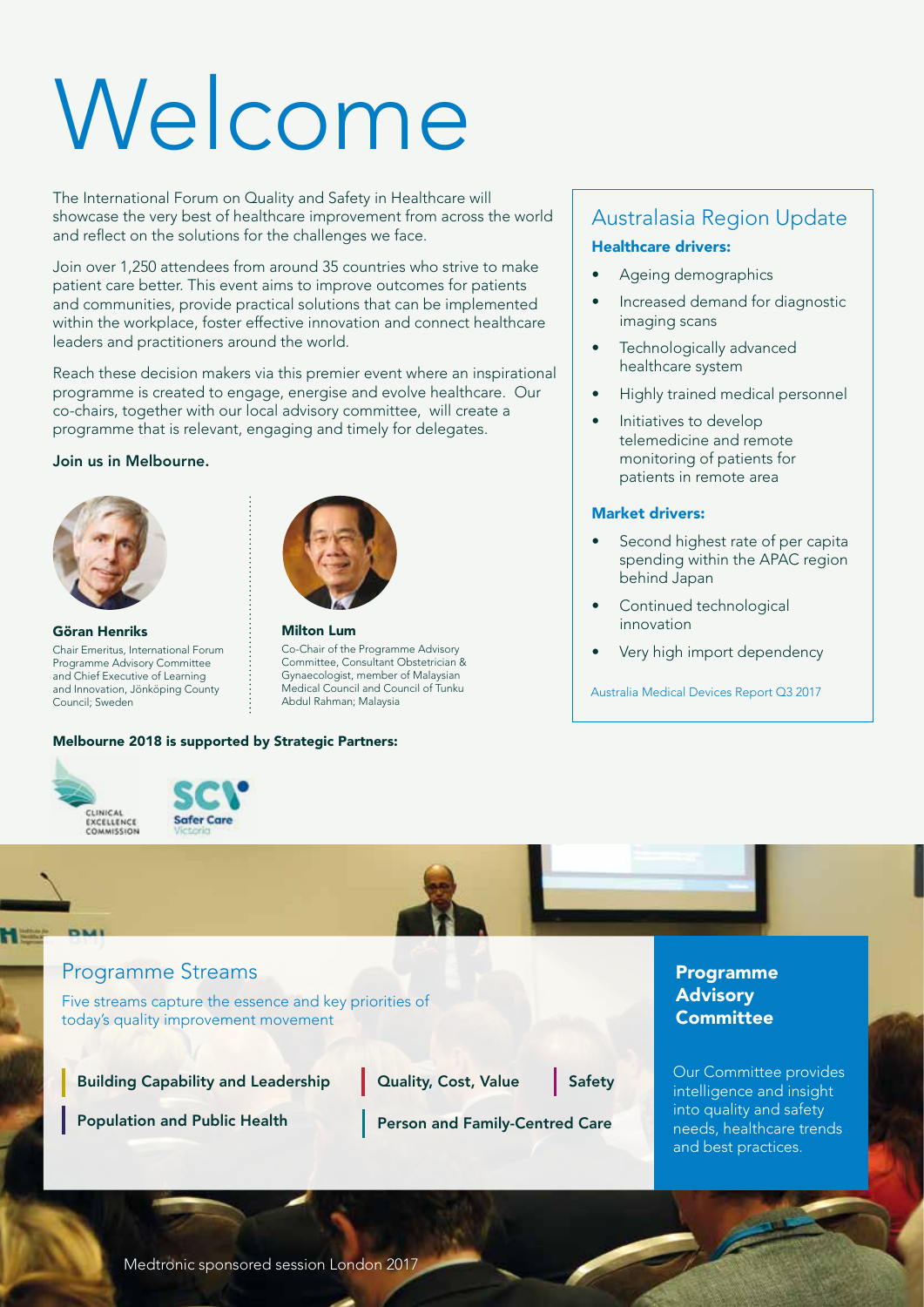# Welcome

The International Forum on Quality and Safety in Healthcare will showcase the very best of healthcare improvement from across the world and reflect on the solutions for the challenges we face.

Join over 1,250 attendees from around 35 countries who strive to make patient care better. This event aims to improve outcomes for patients and communities, provide practical solutions that can be implemented within the workplace, foster effective innovation and connect healthcare leaders and practitioners around the world.

Reach these decision makers via this premier event where an inspirational programme is created to engage, energise and evolve healthcare. Our co-chairs, together with our local advisory committee, will create a programme that is relevant, engaging and timely for delegates.

**Join us in Melbourne.**

**Göran Henriks**
Chair Emeritus, International Forum Programme Advisory Committee and Chief Executive of Learning and Innovation, Jönköping County Council; Sweden

**Milton Lum**
Co-Chair of the Programme Advisory Committee, Consultant Obstetrician & Gynaecologist, member of Malaysian Medical Council and Council of Tunku Abdul Rahman; Malaysia

**Melbourne 2018 is supported by Strategic Partners:**

Clinical Excellence Commission
SCV Safer Care Victoria

## Australasia Region Update

### Healthcare drivers:

- Ageing demographics
- Increased demand for diagnostic imaging scans
- Technologically advanced healthcare system
- Highly trained medical personnel
- Initiatives to develop telemedicine and remote monitoring of patients for patients in remote area

### Market drivers:

- Second highest rate of per capita spending within the APAC region behind Japan
- Continued technological innovation
- Very high import dependency

Australia Medical Devices Report Q3 2017

## Programme Streams

Five streams capture the essence and key priorities of today's quality improvement movement

- **Building Capability and Leadership**
- **Population and Public Health**
- **Quality, Cost, Value**
- **Person and Family-Centred Care**
- **Safety**

## Programme Advisory Committee

Our Committee provides intelligence and insight into quality and safety needs, healthcare trends and best practices.

Medtronic sponsored session London 2017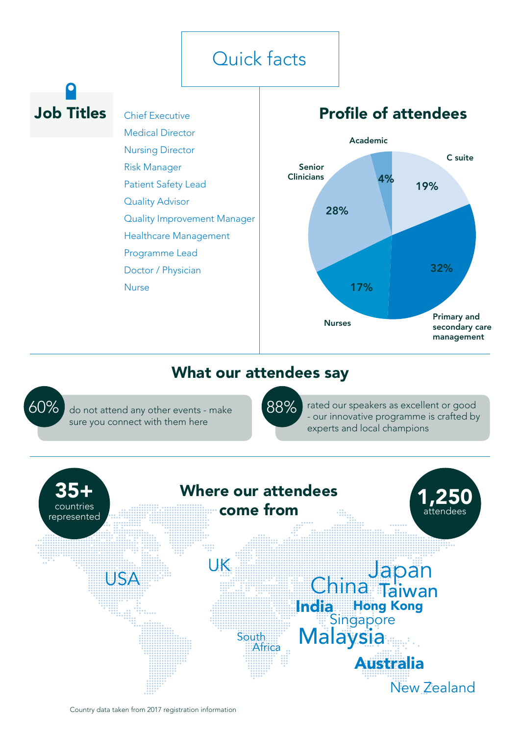# Quick facts

## Job Titles

- Chief Executive
- Medical Director
- Nursing Director
- Risk Manager
- Patient Safety Lead
- Quality Advisor
- Quality Improvement Manager
- Healthcare Management
- Programme Lead
- Doctor / Physician
- Nurse

## Profile of attendees

| Attendee profile | Percentage |
|---|---|
| C suite | 19% |
| Primary and secondary care management | 32% |
| Nurses | 17% |
| Senior Clinicians | 28% |
| Academic | 4% |

## What our attendees say

**60%** do not attend any other events - make sure you connect with them here

**88%** rated our speakers as excellent or good - our innovative programme is crafted by experts and local champions

## Where our attendees come from

**35+** countries represented

**1,250** attendees

USA, UK, South Africa, China, Japan, Taiwan, India, Hong Kong, Singapore, Malaysia, Australia, New Zealand

Country data taken from 2017 registration information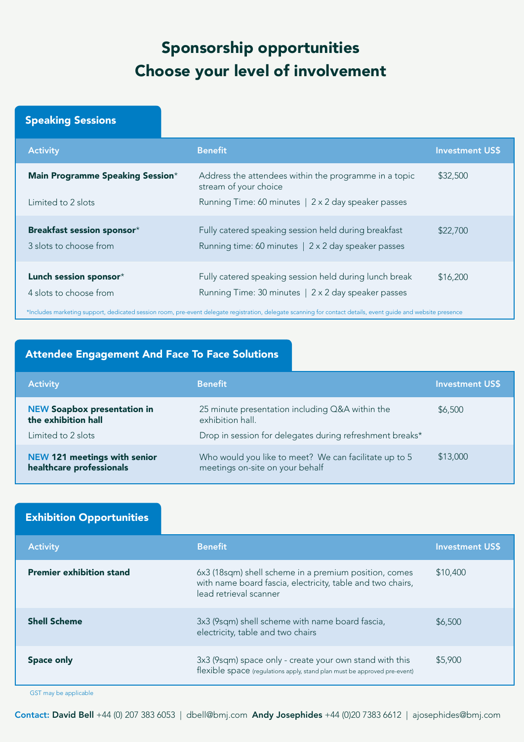# Sponsorship opportunities
# Choose your level of involvement

## Speaking Sessions

| Activity | Benefit | Investment US$ |
|---|---|---|
| **Main Programme Speaking Session***<br>Limited to 2 slots | Address the attendees within the programme in a topic stream of your choice<br>Running Time: 60 minutes \| 2 x 2 day speaker passes | $32,500 |
| **Breakfast session sponsor***<br>3 slots to choose from | Fully catered speaking session held during breakfast<br>Running time: 60 minutes \| 2 x 2 day speaker passes | $22,700 |
| **Lunch session sponsor***<br>4 slots to choose from | Fully catered speaking session held during lunch break<br>Running Time: 30 minutes \| 2 x 2 day speaker passes | $16,200 |

*Includes marketing support, dedicated session room, pre-event delegate registration, delegate scanning for contact details, event guide and website presence

## Attendee Engagement And Face To Face Solutions

| Activity | Benefit | Investment US$ |
|---|---|---|
| NEW **Soapbox presentation in the exhibition hall**<br>Limited to 2 slots | 25 minute presentation including Q&A within the exhibition hall.<br>Drop in session for delegates during refreshment breaks* | $6,500 |
| NEW **121 meetings with senior healthcare professionals** | Who would you like to meet? We can facilitate up to 5 meetings on-site on your behalf | $13,000 |

## Exhibition Opportunities

| Activity | Benefit | Investment US$ |
|---|---|---|
| **Premier exhibition stand** | 6x3 (18sqm) shell scheme in a premium position, comes with name board fascia, electricity, table and two chairs, lead retrieval scanner | $10,400 |
| **Shell Scheme** | 3x3 (9sqm) shell scheme with name board fascia, electricity, table and two chairs | $6,500 |
| **Space only** | 3x3 (9sqm) space only - create your own stand with this flexible space (regulations apply, stand plan must be approved pre-event) | $5,900 |

GST may be applicable

**Contact:** **David Bell** +44 (0) 207 383 6053 | dbell@bmj.com **Andy Josephides** +44 (0)20 7383 6612 | ajosephides@bmj.com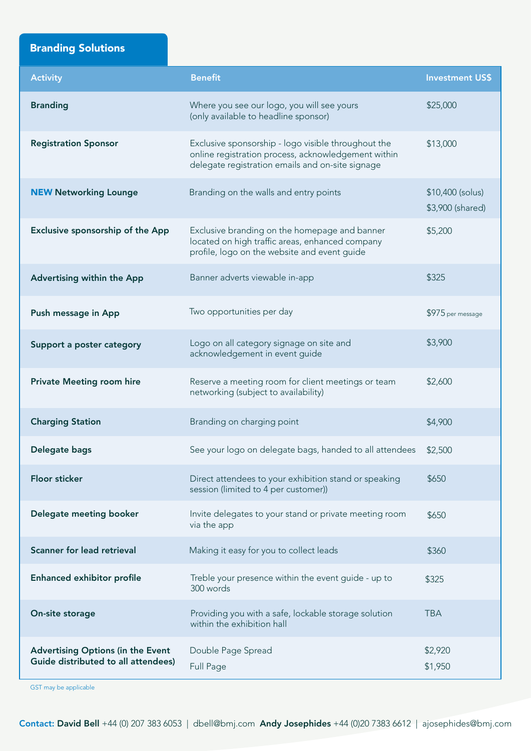## Branding Solutions

| Activity | Benefit | Investment US$ |
|---|---|---|
| **Branding** | Where you see our logo, you will see yours (only available to headline sponsor) | $25,000 |
| **Registration Sponsor** | Exclusive sponsorship - logo visible throughout the online registration process, acknowledgement within delegate registration emails and on-site signage | $13,000 |
| **NEW Networking Lounge** | Branding on the walls and entry points | $10,400 (solus)<br>$3,900 (shared) |
| **Exclusive sponsorship of the App** | Exclusive branding on the homepage and banner located on high traffic areas, enhanced company profile, logo on the website and event guide | $5,200 |
| **Advertising within the App** | Banner adverts viewable in-app | $325 |
| **Push message in App** | Two opportunities per day | $975 per message |
| **Support a poster category** | Logo on all category signage on site and acknowledgement in event guide | $3,900 |
| **Private Meeting room hire** | Reserve a meeting room for client meetings or team networking (subject to availability) | $2,600 |
| **Charging Station** | Branding on charging point | $4,900 |
| **Delegate bags** | See your logo on delegate bags, handed to all attendees | $2,500 |
| **Floor sticker** | Direct attendees to your exhibition stand or speaking session (limited to 4 per customer)) | $650 |
| **Delegate meeting booker** | Invite delegates to your stand or private meeting room via the app | $650 |
| **Scanner for lead retrieval** | Making it easy for you to collect leads | $360 |
| **Enhanced exhibitor profile** | Treble your presence within the event guide - up to 300 words | $325 |
| **On-site storage** | Providing you with a safe, lockable storage solution within the exhibition hall | TBA |
| **Advertising Options (in the Event Guide distributed to all attendees)** | Double Page Spread<br>Full Page | $2,920<br>$1,950 |

GST may be applicable

**Contact: David Bell** +44 (0) 207 383 6053 | dbell@bmj.com **Andy Josephides** +44 (0)20 7383 6612 | ajosephides@bmj.com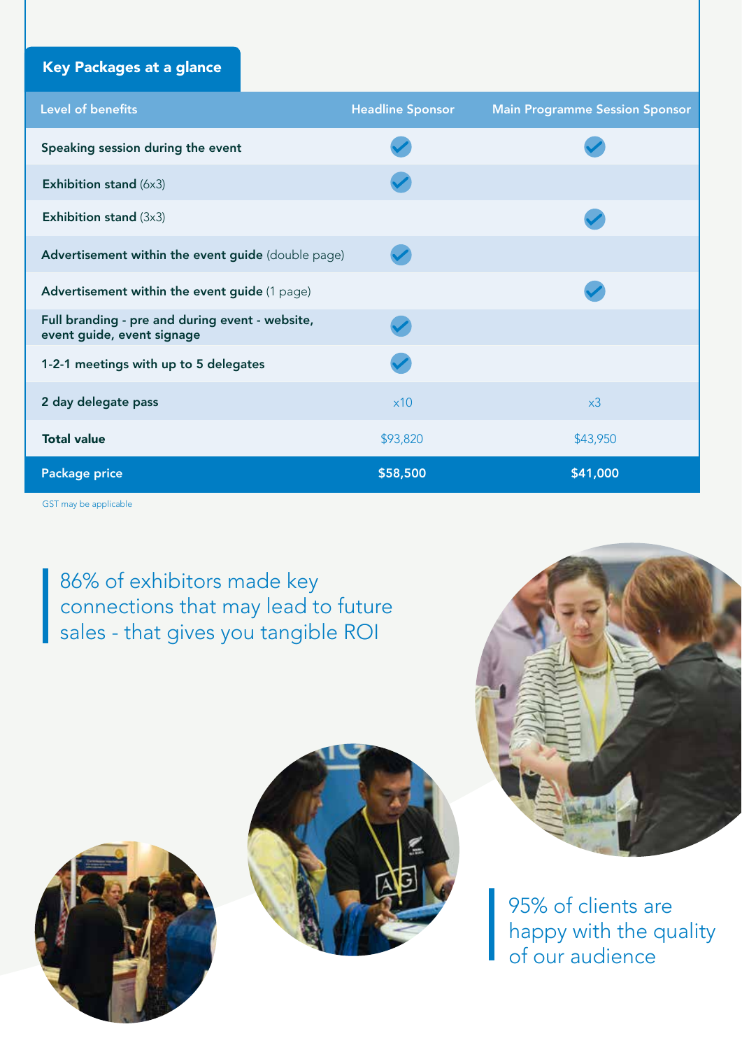## Key Packages at a glance

| Level of benefits | Headline Sponsor | Main Programme Session Sponsor |
|---|---|---|
| **Speaking session during the event** | ✓ | ✓ |
| **Exhibition stand** (6x3) | ✓ | |
| **Exhibition stand** (3x3) | | ✓ |
| **Advertisement within the event guide** (double page) | ✓ | |
| **Advertisement within the event guide** (1 page) | | ✓ |
| **Full branding - pre and during event - website, event guide, event signage** | ✓ | |
| **1-2-1 meetings with up to 5 delegates** | ✓ | |
| **2 day delegate pass** | x10 | x3 |
| **Total value** | $93,820 | $43,950 |
| **Package price** | **$58,500** | **$41,000** |

GST may be applicable

86% of exhibitors made key connections that may lead to future sales - that gives you tangible ROI

95% of clients are happy with the quality of our audience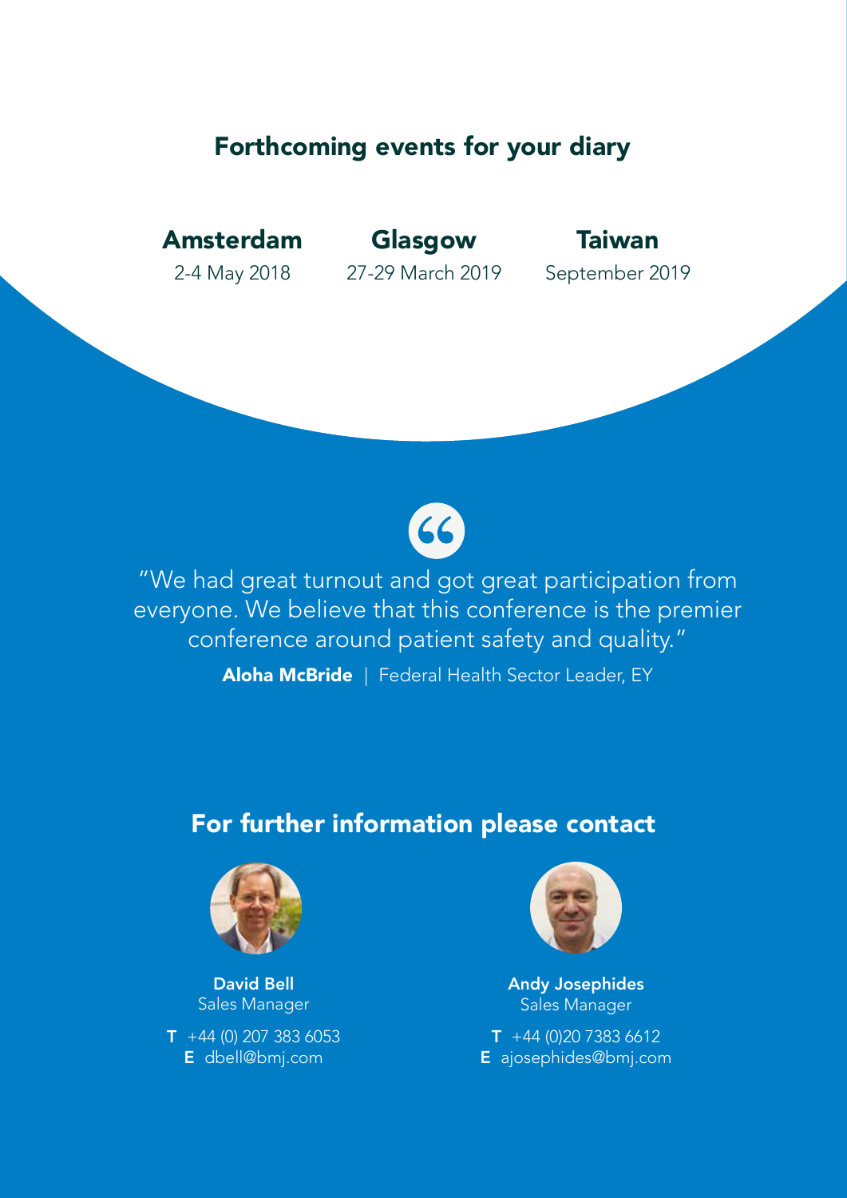## Forthcoming events for your diary

**Amsterdam**
2-4 May 2018

**Glasgow**
27-29 March 2019

**Taiwan**
September 2019

"We had great turnout and got great participation from everyone. We believe that this conference is the premier conference around patient safety and quality."

**Aloha McBride** | Federal Health Sector Leader, EY

## For further information please contact

**David Bell**
Sales Manager
**T** +44 (0) 207 383 6053
**E** dbell@bmj.com

**Andy Josephides**
Sales Manager
**T** +44 (0)20 7383 6612
**E** ajosephides@bmj.com